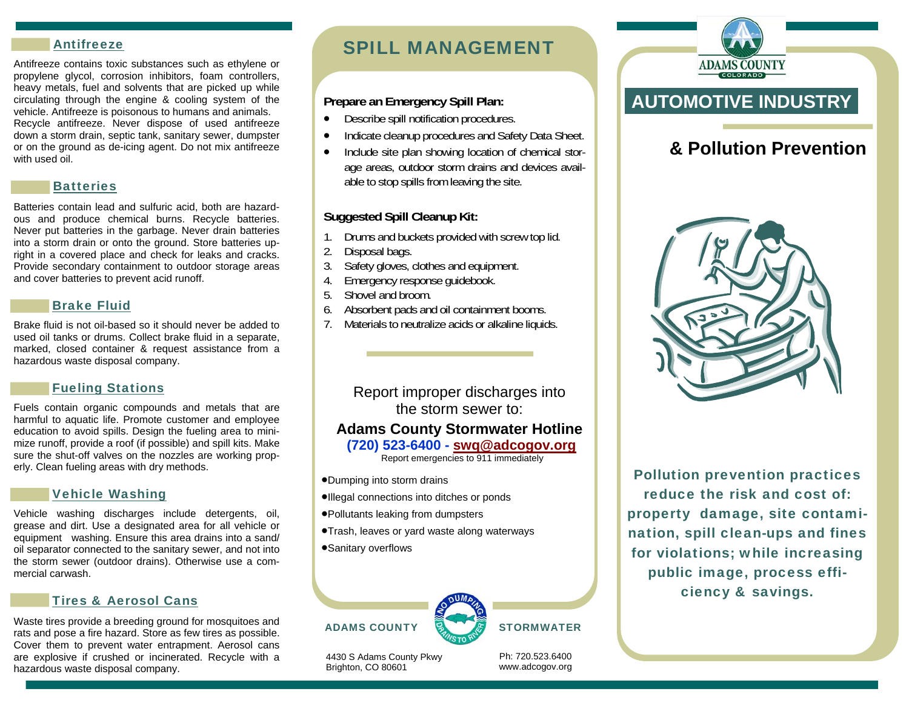## Antifreeze

Antifreeze contains toxic substances such as ethylene or propylene glycol, corrosion inhibitors, foam controllers, heavy metals, fuel and solvents that are picked up while circulating through the engine & cooling system of the vehicle. Antifreeze is poisonous to humans and animals. Recycle antifreeze. Never dispose of used antifreeze down a storm drain, septic tank, sanitary sewer, dumpster or on the ground as de-icing agent. Do not mix antifreeze with used oil.

## Batteries

Batteries contain lead and sulfuric acid, both are hazardous and produce chemical burns. Recycle batteries. Never put batteries in the garbage. Never drain batteries into a storm drain or onto the ground. Store batteries upright in a covered place and check for leaks and cracks. Provide secondary containment to outdoor storage areas and cover batteries to prevent acid runoff.

## Brake Fluid

Brake fluid is not oil-based so it should never be added to used oil tanks or drums. Collect brake fluid in a separate, marked, closed container & request assistance from a hazardous waste disposal company.

## Fueling Stations

Fuels contain organic compounds and metals that are harmful to aquatic life. Promote customer and employee education to avoid spills. Design the fueling area to minimize runoff, provide a roof (if possible) and spill kits. Make sure the shut-off valves on the nozzles are working properly. Clean fueling areas with dry methods.

## Vehicle Washing

Vehicle washing discharges include detergents, oil, grease and dirt. Use a designated area for all vehicle or equipment washing. Ensure this area drains into a sand/oil separator connected to the sanitary sewer, and not into the storm sewer (outdoor drains). Otherwise use a commercial carwash.

## Tires & Aerosol Cans

Waste tires provide a breeding ground for mosquitoes and rats and pose a fire hazard. Store as few tires as possible. Cover them to prevent water entrapment. Aerosol cans are explosive if crushed or incinerated. Recycle with a hazardous waste disposal company.

# SPILL MANAGEMENT

**Prepare an Emergency Spill Plan:**

- Describe spill notification procedures.
- Indicate cleanup procedures and Safety Data Sheet.
- Include site plan showing location of chemical storage areas, outdoor storm drains and devices available to stop spills from leaving the site.

**Suggested Spill Cleanup Kit:**

1. Drums and buckets provided with screw top lid.
2. Disposal bags.
3. Safety gloves, clothes and equipment.
4. Emergency response guidebook.
5. Shovel and broom.
6. Absorbent pads and oil containment booms.
7. Materials to neutralize acids or alkaline liquids.

Report improper discharges into the storm sewer to:

**Adams County Stormwater Hotline**

**(720) 523-6400 - swq@adcogov.org**

Report emergencies to 911 immediately

- Dumping into storm drains
- Illegal connections into ditches or ponds
- Pollutants leaking from dumpsters
- Trash, leaves or yard waste along waterways
- Sanitary overflows

**ADAMS COUNTY STORMWATER**

4430 S Adams County Pkwy
Brighton, CO 80601

Ph: 720.523.6400
www.adcogov.org

ADAMS COUNTY COLORADO

# AUTOMOTIVE INDUSTRY

## & Pollution Prevention

**Pollution prevention practices reduce the risk and cost of: property damage, site contamination, spill clean-ups and fines for violations; while increasing public image, process efficiency & savings.**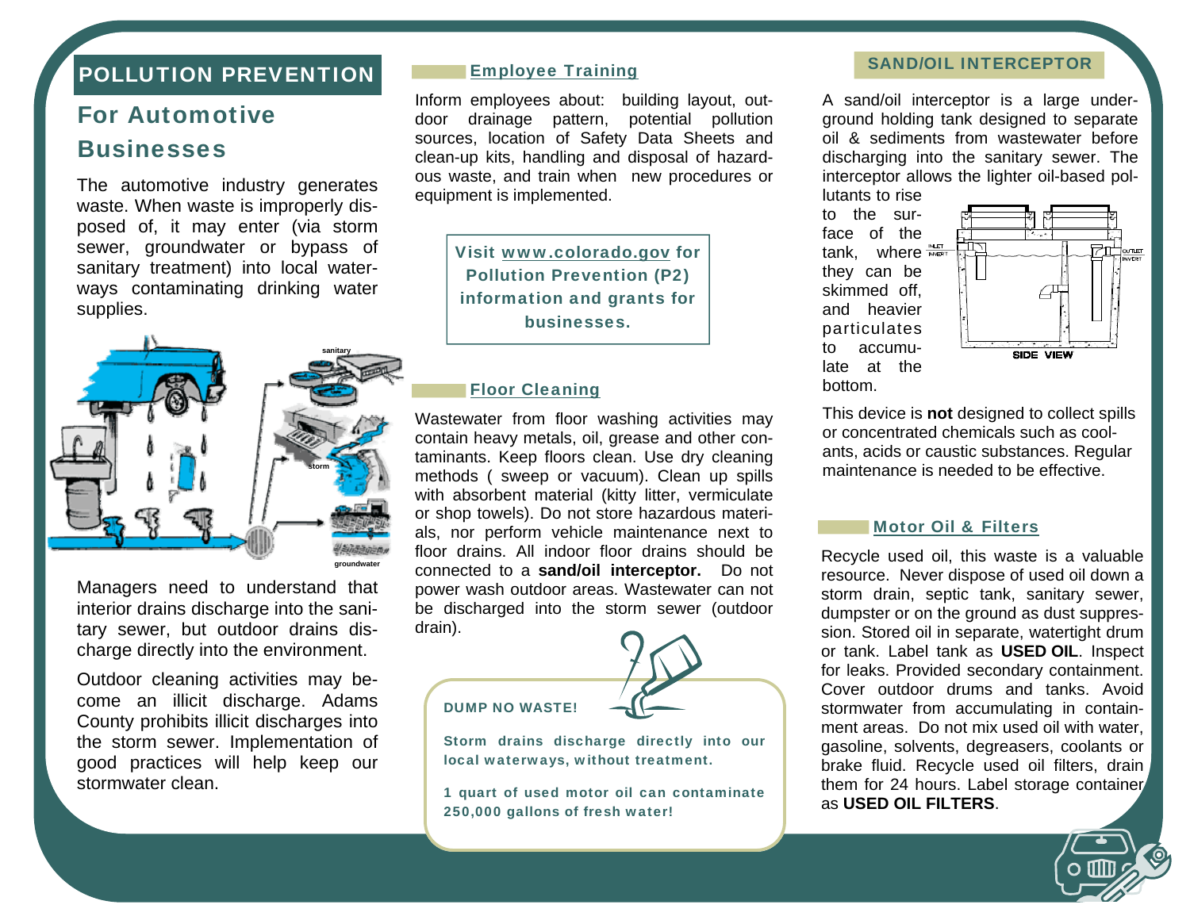# POLLUTION PREVENTION

## For Automotive Businesses

The automotive industry generates waste. When waste is improperly disposed of, it may enter (via storm sewer, groundwater or bypass of sanitary treatment) into local waterways contaminating drinking water supplies.

sanitary

storm

groundwater

Managers need to understand that interior drains discharge into the sanitary sewer, but outdoor drains discharge directly into the environment.

Outdoor cleaning activities may become an illicit discharge. Adams County prohibits illicit discharges into the storm sewer. Implementation of good practices will help keep our stormwater clean.

### Employee Training

Inform employees about: building layout, outdoor drainage pattern, potential pollution sources, location of Safety Data Sheets and clean-up kits, handling and disposal of hazardous waste, and train when new procedures or equipment is implemented.

**Visit www.colorado.gov for Pollution Prevention (P2) information and grants for businesses.**

### Floor Cleaning

Wastewater from floor washing activities may contain heavy metals, oil, grease and other contaminants. Keep floors clean. Use dry cleaning methods ( sweep or vacuum). Clean up spills with absorbent material (kitty litter, vermiculate or shop towels). Do not store hazardous materials, nor perform vehicle maintenance next to floor drains. All indoor floor drains should be connected to a **sand/oil interceptor.** Do not power wash outdoor areas. Wastewater can not be discharged into the storm sewer (outdoor drain).

**DUMP NO WASTE!**

**Storm drains discharge directly into our local waterways, without treatment.**

**1 quart of used motor oil can contaminate 250,000 gallons of fresh water!**

### SAND/OIL INTERCEPTOR

A sand/oil interceptor is a large underground holding tank designed to separate oil & sediments from wastewater before discharging into the sanitary sewer. The interceptor allows the lighter oil-based pollutants to rise to the surface of the tank, where they can be skimmed off, and heavier particulates to accumulate at the bottom.

INLET INVERT

OUTLET INVERT

SIDE VIEW

This device is **not** designed to collect spills or concentrated chemicals such as coolants, acids or caustic substances. Regular maintenance is needed to be effective.

### Motor Oil & Filters

Recycle used oil, this waste is a valuable resource. Never dispose of used oil down a storm drain, septic tank, sanitary sewer, dumpster or on the ground as dust suppression. Stored oil in separate, watertight drum or tank. Label tank as **USED OIL**. Inspect for leaks. Provided secondary containment. Cover outdoor drums and tanks. Avoid stormwater from accumulating in containment areas. Do not mix used oil with water, gasoline, solvents, degreasers, coolants or brake fluid. Recycle used oil filters, drain them for 24 hours. Label storage container as **USED OIL FILTERS**.